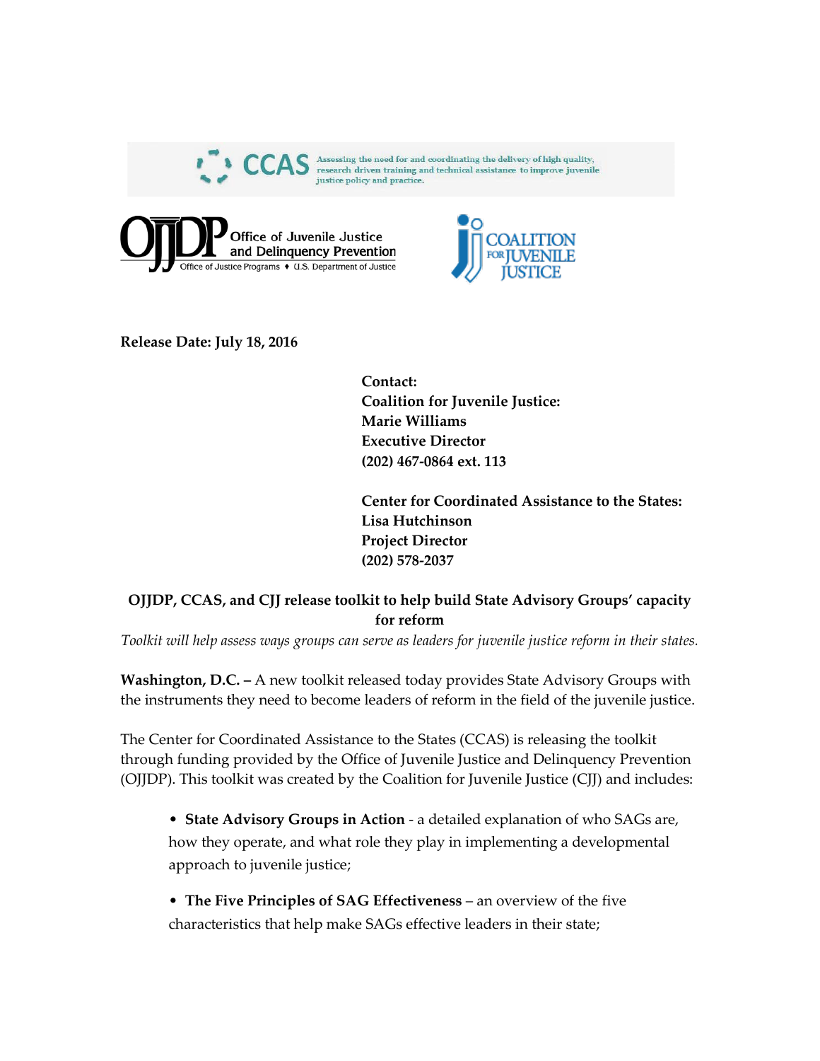CCAS Assessing the need for and coordinating the delivery of high quality, research driven training and technical assistance to improve juvenile justice policy and practice.

OJJDP Office of Juvenile Justice and Delinquency Prevention
Office of Justice Programs ♦ U.S. Department of Justice

COALITION FOR JUVENILE JUSTICE

**Release Date: July 18, 2016**

**Contact:**
**Coalition for Juvenile Justice:**
**Marie Williams**
**Executive Director**
**(202) 467-0864 ext. 113**

**Center for Coordinated Assistance to the States:**
**Lisa Hutchinson**
**Project Director**
**(202) 578-2037**

## OJJDP, CCAS, and CJJ release toolkit to help build State Advisory Groups' capacity for reform

*Toolkit will help assess ways groups can serve as leaders for juvenile justice reform in their states.*

**Washington, D.C. –** A new toolkit released today provides State Advisory Groups with the instruments they need to become leaders of reform in the field of the juvenile justice.

The Center for Coordinated Assistance to the States (CCAS) is releasing the toolkit through funding provided by the Office of Juvenile Justice and Delinquency Prevention (OJJDP). This toolkit was created by the Coalition for Juvenile Justice (CJJ) and includes:

- **State Advisory Groups in Action** - a detailed explanation of who SAGs are, how they operate, and what role they play in implementing a developmental approach to juvenile justice;
- **The Five Principles of SAG Effectiveness** – an overview of the five characteristics that help make SAGs effective leaders in their state;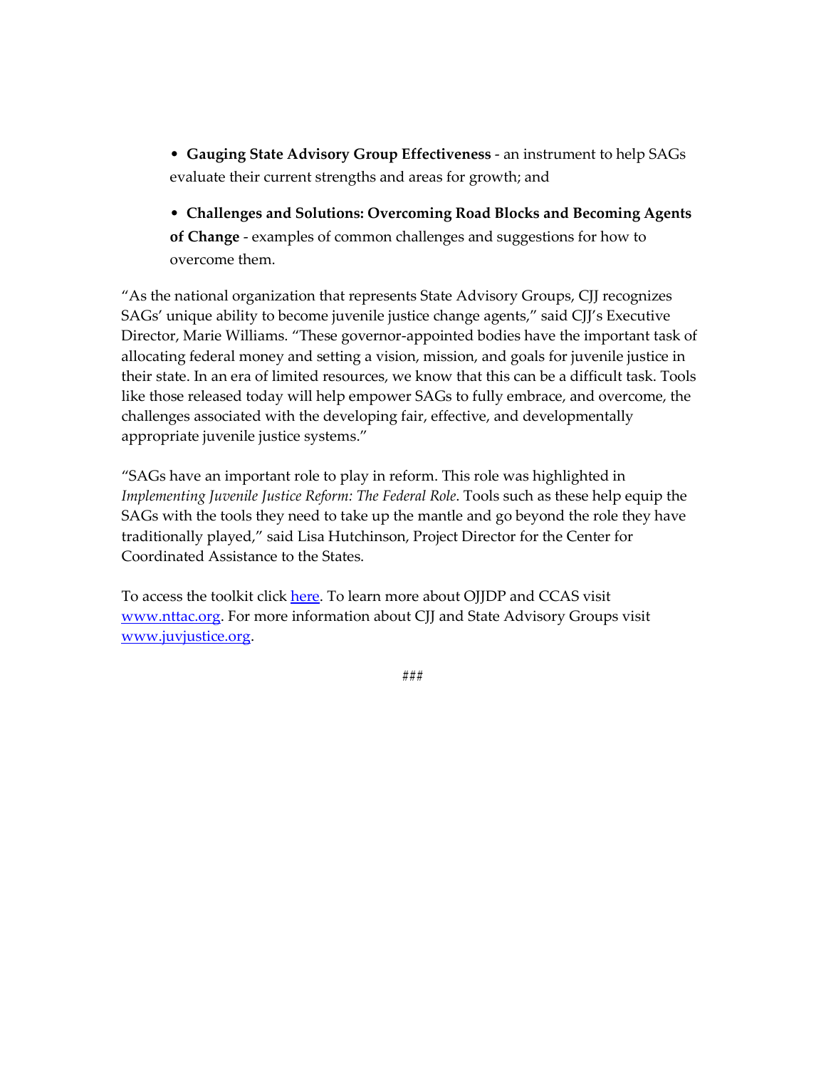- **Gauging State Advisory Group Effectiveness** - an instrument to help SAGs evaluate their current strengths and areas for growth; and

- **Challenges and Solutions: Overcoming Road Blocks and Becoming Agents of Change** - examples of common challenges and suggestions for how to overcome them.

"As the national organization that represents State Advisory Groups, CJJ recognizes SAGs' unique ability to become juvenile justice change agents," said CJJ's Executive Director, Marie Williams. "These governor-appointed bodies have the important task of allocating federal money and setting a vision, mission, and goals for juvenile justice in their state. In an era of limited resources, we know that this can be a difficult task. Tools like those released today will help empower SAGs to fully embrace, and overcome, the challenges associated with the developing fair, effective, and developmentally appropriate juvenile justice systems."

"SAGs have an important role to play in reform. This role was highlighted in *Implementing Juvenile Justice Reform: The Federal Role*. Tools such as these help equip the SAGs with the tools they need to take up the mantle and go beyond the role they have traditionally played," said Lisa Hutchinson, Project Director for the Center for Coordinated Assistance to the States.

To access the toolkit click here. To learn more about OJJDP and CCAS visit www.nttac.org. For more information about CJJ and State Advisory Groups visit www.juvjustice.org.

###